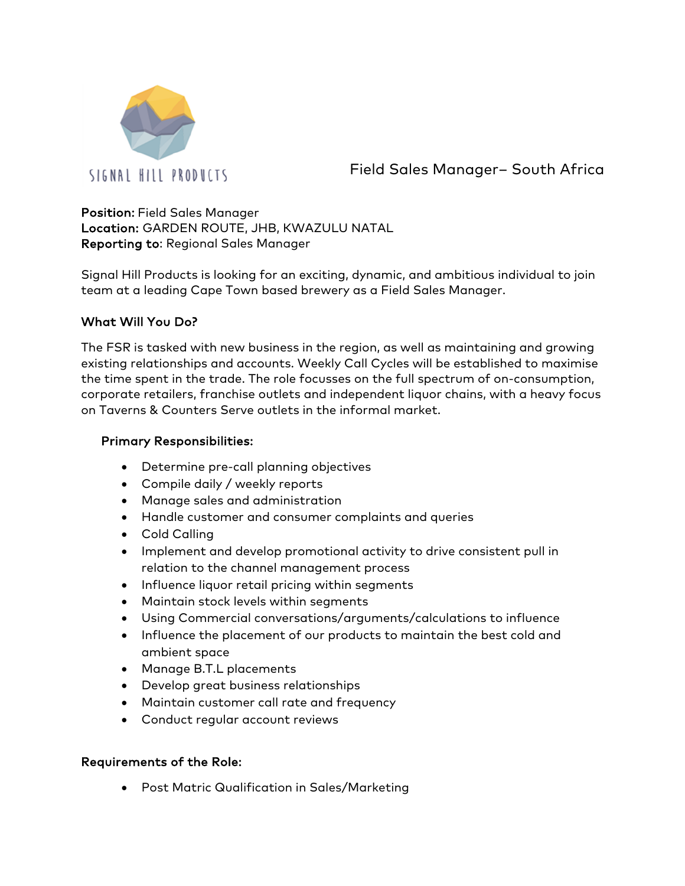SIGNAL HILL PRODUCTS

# Field Sales Manager– South Africa

**Position:** Field Sales Manager
**Location:** GARDEN ROUTE, JHB, KWAZULU NATAL
**Reporting to**: Regional Sales Manager

Signal Hill Products is looking for an exciting, dynamic, and ambitious individual to join team at a leading Cape Town based brewery as a Field Sales Manager.

## What Will You Do?

The FSR is tasked with new business in the region, as well as maintaining and growing existing relationships and accounts. Weekly Call Cycles will be established to maximise the time spent in the trade. The role focusses on the full spectrum of on-consumption, corporate retailers, franchise outlets and independent liquor chains, with a heavy focus on Taverns & Counters Serve outlets in the informal market.

### Primary Responsibilities:

- Determine pre-call planning objectives
- Compile daily / weekly reports
- Manage sales and administration
- Handle customer and consumer complaints and queries
- Cold Calling
- Implement and develop promotional activity to drive consistent pull in relation to the channel management process
- Influence liquor retail pricing within segments
- Maintain stock levels within segments
- Using Commercial conversations/arguments/calculations to influence
- Influence the placement of our products to maintain the best cold and ambient space
- Manage B.T.L placements
- Develop great business relationships
- Maintain customer call rate and frequency
- Conduct regular account reviews

## Requirements of the Role:

- Post Matric Qualification in Sales/Marketing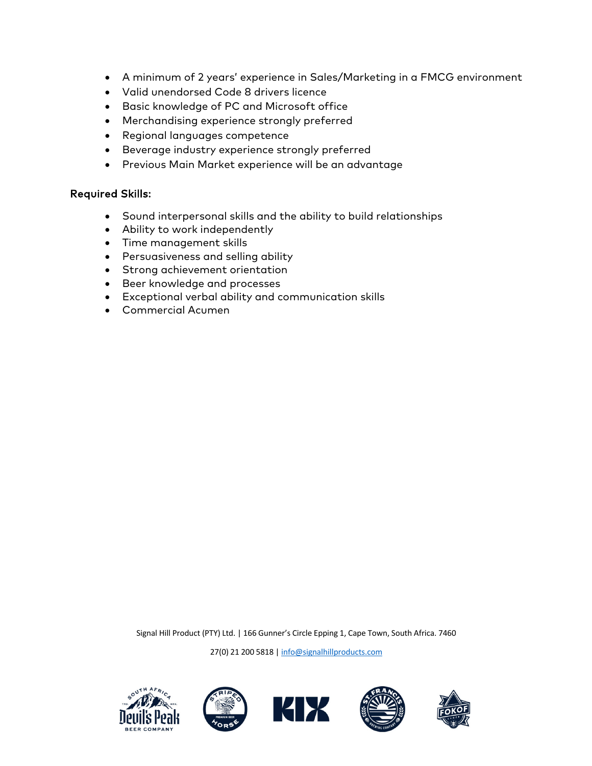- A minimum of 2 years' experience in Sales/Marketing in a FMCG environment
- Valid unendorsed Code 8 drivers licence
- Basic knowledge of PC and Microsoft office
- Merchandising experience strongly preferred
- Regional languages competence
- Beverage industry experience strongly preferred
- Previous Main Market experience will be an advantage

### Required Skills:

- Sound interpersonal skills and the ability to build relationships
- Ability to work independently
- Time management skills
- Persuasiveness and selling ability
- Strong achievement orientation
- Beer knowledge and processes
- Exceptional verbal ability and communication skills
- Commercial Acumen

Signal Hill Product (PTY) Ltd. | 166 Gunner's Circle Epping 1, Cape Town, South Africa. 7460

27(0) 21 200 5818 | info@signalhillproducts.com